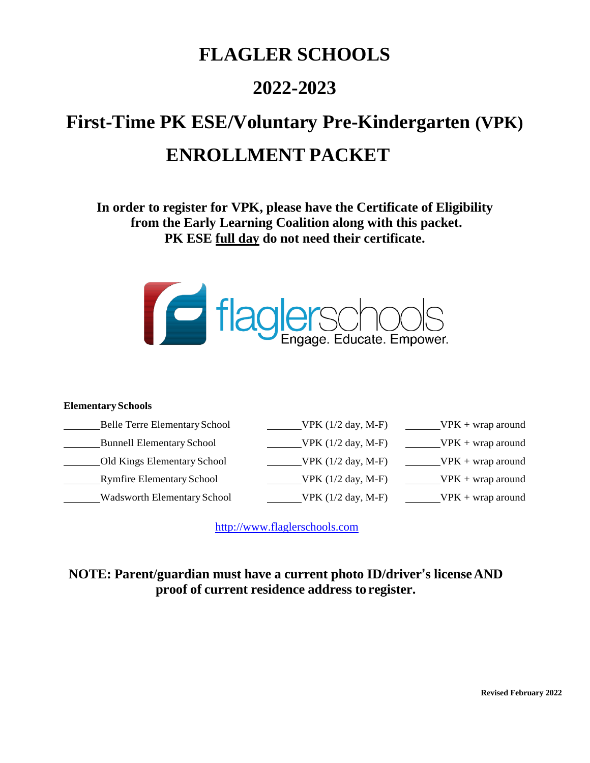# FLAGLER SCHOOLS

# 2022-2023

# First-Time PK ESE/Voluntary Pre-Kindergarten (VPK)

# ENROLLMENT PACKET

**In order to register for VPK, please have the Certificate of Eligibility from the Early Learning Coalition along with this packet. PK ESE full day do not need their certificate.**

flaglerschools
Engage. Educate. Empower.

**Elementary Schools**

| School | VPK (1/2 day, M-F) | VPK + wrap around |
|---|---|---|
| _______ Belle Terre Elementary School | _______ VPK (1/2 day, M-F) | _______ VPK + wrap around |
| _______ Bunnell Elementary School | _______ VPK (1/2 day, M-F) | _______ VPK + wrap around |
| _______ Old Kings Elementary School | _______ VPK (1/2 day, M-F) | _______ VPK + wrap around |
| _______ Rymfire Elementary School | _______ VPK (1/2 day, M-F) | _______ VPK + wrap around |
| _______ Wadsworth Elementary School | _______ VPK (1/2 day, M-F) | _______ VPK + wrap around |

http://www.flaglerschools.com

**NOTE: Parent/guardian must have a current photo ID/driver's license AND proof of current residence address to register.**

**Revised February 2022**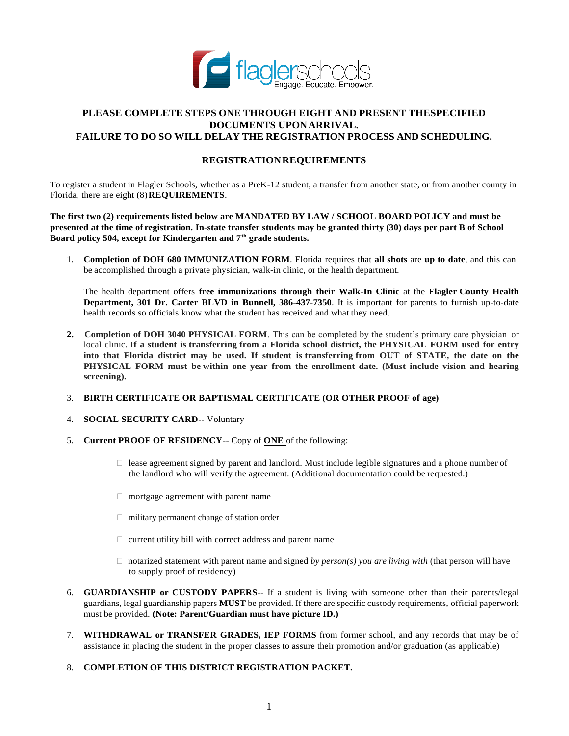**PLEASE COMPLETE STEPS ONE THROUGH EIGHT AND PRESENT THESPECIFIED DOCUMENTS UPON ARRIVAL.**
**FAILURE TO DO SO WILL DELAY THE REGISTRATION PROCESS AND SCHEDULING.**

## REGISTRATION REQUIREMENTS

To register a student in Flagler Schools, whether as a PreK-12 student, a transfer from another state, or from another county in Florida, there are eight (8) **REQUIREMENTS**.

**The first two (2) requirements listed below are MANDATED BY LAW / SCHOOL BOARD POLICY and must be presented at the time of registration. In-state transfer students may be granted thirty (30) days per part B of School Board policy 504, except for Kindergarten and 7th grade students.**

1. **Completion of DOH 680 IMMUNIZATION FORM**. Florida requires that **all shots** are **up to date**, and this can be accomplished through a private physician, walk-in clinic, or the health department.

   The health department offers **free immunizations through their Walk-In Clinic** at the **Flagler County Health Department, 301 Dr. Carter BLVD in Bunnell, 386-437-7350**. It is important for parents to furnish up-to-date health records so officials know what the student has received and what they need.

2. **Completion of DOH 3040 PHYSICAL FORM**. This can be completed by the student's primary care physician or local clinic. **If a student is transferring from a Florida school district, the PHYSICAL FORM used for entry into that Florida district may be used. If student is transferring from OUT of STATE, the date on the PHYSICAL FORM must be within one year from the enrollment date. (Must include vision and hearing screening).**

3. **BIRTH CERTIFICATE OR BAPTISMAL CERTIFICATE (OR OTHER PROOF of age)**

4. **SOCIAL SECURITY CARD**-- Voluntary

5. **Current PROOF OF RESIDENCY**-- Copy of **ONE** of the following:

   - lease agreement signed by parent and landlord. Must include legible signatures and a phone number of the landlord who will verify the agreement. (Additional documentation could be requested.)
   - mortgage agreement with parent name
   - military permanent change of station order
   - current utility bill with correct address and parent name
   - notarized statement with parent name and signed *by person(s) you are living with* (that person will have to supply proof of residency)

6. **GUARDIANSHIP or CUSTODY PAPERS**-- If a student is living with someone other than their parents/legal guardians, legal guardianship papers **MUST** be provided. If there are specific custody requirements, official paperwork must be provided. **(Note: Parent/Guardian must have picture ID.)**

7. **WITHDRAWAL or TRANSFER GRADES, IEP FORMS** from former school, and any records that may be of assistance in placing the student in the proper classes to assure their promotion and/or graduation (as applicable)

8. **COMPLETION OF THIS DISTRICT REGISTRATION PACKET.**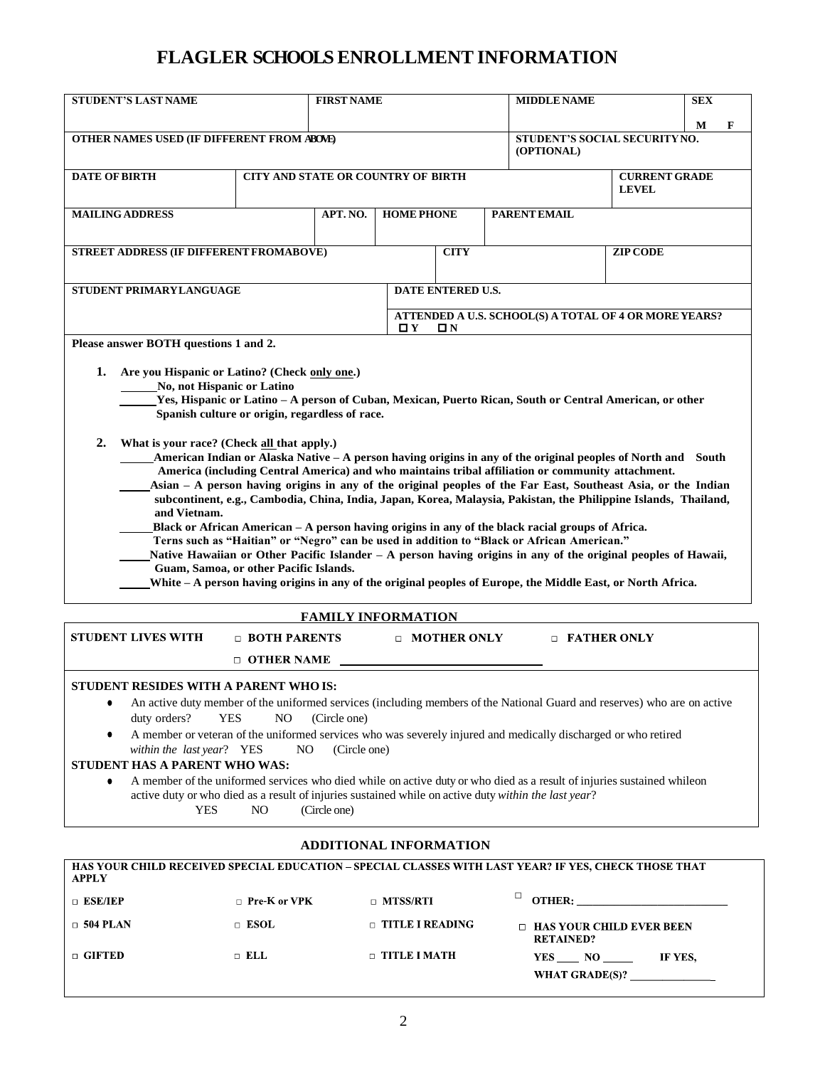# FLAGLER SCHOOLS ENROLLMENT INFORMATION

| STUDENT'S LAST NAME | FIRST NAME | MIDDLE NAME | SEX<br>M F |
|---|---|---|---|
| OTHER NAMES USED (IF DIFFERENT FROM ABOVE) | | STUDENT'S SOCIAL SECURITY NO. (OPTIONAL) | |

| DATE OF BIRTH | CITY AND STATE OR COUNTRY OF BIRTH | CURRENT GRADE LEVEL |
|---|---|---|

| MAILING ADDRESS | APT. NO. | HOME PHONE | PARENT EMAIL |
|---|---|---|---|

| STREET ADDRESS (IF DIFFERENT FROM ABOVE) | CITY | ZIP CODE |
|---|---|---|

| STUDENT PRIMARY LANGUAGE | DATE ENTERED U.S. |
|---|---|
| | ATTENDED A U.S. SCHOOL(S) A TOTAL OF 4 OR MORE YEARS?<br>☐ Y ☐ N |

**Please answer BOTH questions 1 and 2.**

1. **Are you Hispanic or Latino? (Check only one.)**
   - ______ **No, not Hispanic or Latino**
   - ______ **Yes, Hispanic or Latino – A person of Cuban, Mexican, Puerto Rican, South or Central American, or other Spanish culture or origin, regardless of race.**

2. **What is your race? (Check all that apply.)**
   - ______ **American Indian or Alaska Native – A person having origins in any of the original peoples of North and South America (including Central America) and who maintains tribal affiliation or community attachment.**
   - ______ **Asian – A person having origins in any of the original peoples of the Far East, Southeast Asia, or the Indian subcontinent, e.g., Cambodia, China, India, Japan, Korea, Malaysia, Pakistan, the Philippine Islands, Thailand, and Vietnam.**
   - ______ **Black or African American – A person having origins in any of the black racial groups of Africa. Terns such as "Haitian" or "Negro" can be used in addition to "Black or African American."**
   - ______ **Native Hawaiian or Other Pacific Islander – A person having origins in any of the original peoples of Hawaii, Guam, Samoa, or other Pacific Islands.**
   - ______ **White – A person having origins in any of the original peoples of Europe, the Middle East, or North Africa.**

## FAMILY INFORMATION

**STUDENT LIVES WITH** ☐ **BOTH PARENTS** ☐ **MOTHER ONLY** ☐ **FATHER ONLY**

☐ **OTHER NAME** ______________________________

**STUDENT RESIDES WITH A PARENT WHO IS:**

- An active duty member of the uniformed services (including members of the National Guard and reserves) who are on active duty orders? YES NO (Circle one)
- A member or veteran of the uniformed services who was severely injured and medically discharged or who retired *within the last year*? YES NO (Circle one)

**STUDENT HAS A PARENT WHO WAS:**

- A member of the uniformed services who died while on active duty or who died as a result of injuries sustained whileon active duty or who died as a result of injuries sustained while on active duty *within the last year*?
  YES NO (Circle one)

## ADDITIONAL INFORMATION

**HAS YOUR CHILD RECEIVED SPECIAL EDUCATION – SPECIAL CLASSES WITH LAST YEAR? IF YES, CHECK THOSE THAT APPLY**

| | | | |
|---|---|---|---|
| ☐ ESE/IEP | ☐ Pre-K or VPK | ☐ MTSS/RTI | ☐ OTHER: ______________ |
| ☐ 504 PLAN | ☐ ESOL | ☐ TITLE I READING | ☐ HAS YOUR CHILD EVER BEEN RETAINED? |
| ☐ GIFTED | ☐ ELL | ☐ TITLE I MATH | YES ____ NO _____ IF YES, WHAT GRADE(S)? ________ |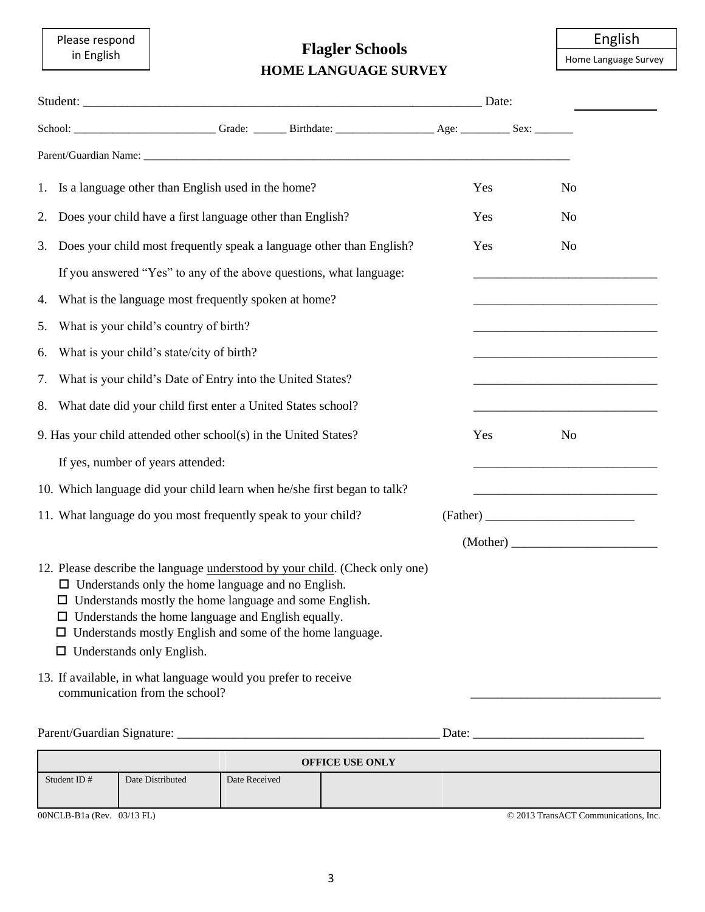Please respond in English

# Flagler Schools

## HOME LANGUAGE SURVEY

English

Home Language Survey

Student: ___________________________________________________________________ Date: _____________

School: __________________________ Grade: ______ Birthdate: __________________ Age: _________ Sex: _______

Parent/Guardian Name: ___________________________________________________________________________________

1. Is a language other than English used in the home? Yes No
2. Does your child have a first language other than English? Yes No
3. Does your child most frequently speak a language other than English? Yes No

   If you answered "Yes" to any of the above questions, what language: ______________________________

4. What is the language most frequently spoken at home? ______________________________
5. What is your child's country of birth? ______________________________
6. What is your child's state/city of birth? ______________________________
7. What is your child's Date of Entry into the United States? ______________________________
8. What date did your child first enter a United States school? ______________________________
9. Has your child attended other school(s) in the United States? Yes No

   If yes, number of years attended: ______________________________

10. Which language did your child learn when he/she first began to talk? ______________________________
11. What language do you most frequently speak to your child? (Father) ________________________

    (Mother) ________________________

12. Please describe the language <u>understood by your child</u>. (Check only one)
    - ☐ Understands only the home language and no English.
    - ☐ Understands mostly the home language and some English.
    - ☐ Understands the home language and English equally.
    - ☐ Understands mostly English and some of the home language.
    - ☐ Understands only English.
13. If available, in what language would you prefer to receive communication from the school? ______________________________

Parent/Guardian Signature: __________________________________________ Date: ___________________________

| OFFICE USE ONLY | | | | |
|---|---|---|---|---|
| Student ID # | Date Distributed | Date Received | | |

00NCLB-B1a (Rev. 03/13 FL) © 2013 TransACT Communications, Inc.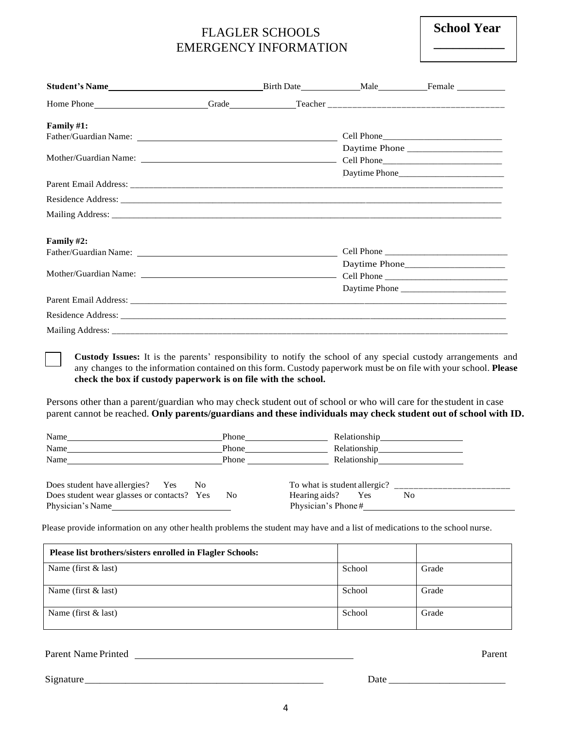# FLAGLER SCHOOLS
# EMERGENCY INFORMATION

**School Year** ___________

**Student's Name**_________________________________ Birth Date_____________ Male___________ Female ___________

Home Phone________________________ Grade______________ Teacher ___________________________________

**Family #1:**

Father/Guardian Name: ___________________________________________ Cell Phone___________________________

Daytime Phone _____________________

Mother/Guardian Name: ___________________________________________ Cell Phone___________________________

Daytime Phone________________________

Parent Email Address: _______________________________________________________________________________

Residence Address: _________________________________________________________________________________

Mailing Address: ___________________________________________________________________________________

**Family #2:**

Father/Guardian Name: ___________________________________________ Cell Phone ___________________________

Daytime Phone______________________

Mother/Guardian Name: ___________________________________________ Cell Phone ___________________________

Daytime Phone ________________________

Parent Email Address: _______________________________________________________________________________

Residence Address: _________________________________________________________________________________

Mailing Address: ___________________________________________________________________________________

☐ **Custody Issues:** It is the parents' responsibility to notify the school of any special custody arrangements and any changes to the information contained on this form. Custody paperwork must be on file with your school. **Please check the box if custody paperwork is on file with the school.**

Persons other than a parent/guardian who may check student out of school or who will care for the student in case parent cannot be reached. **Only parents/guardians and these individuals may check student out of school with ID.**

Name___________________________________ Phone__________________ Relationship__________________

Name___________________________________ Phone__________________ Relationship__________________

Name___________________________________ Phone __________________ Relationship__________________

Does student have allergies? Yes No                To what is student allergic? _________________________

Does student wear glasses or contacts? Yes No      Hearing aids? Yes No

Physician's Name__________________________        Physician's Phone #_________________________________

Please provide information on any other health problems the student may have and a list of medications to the school nurse.

| Please list brothers/sisters enrolled in Flagler Schools: | | |
|---|---|---|
| Name (first & last) | School | Grade |
| Name (first & last) | School | Grade |
| Name (first & last) | School | Grade |

Parent Name Printed ____________________________________________ Parent

Signature__________________________________________________ Date ________________________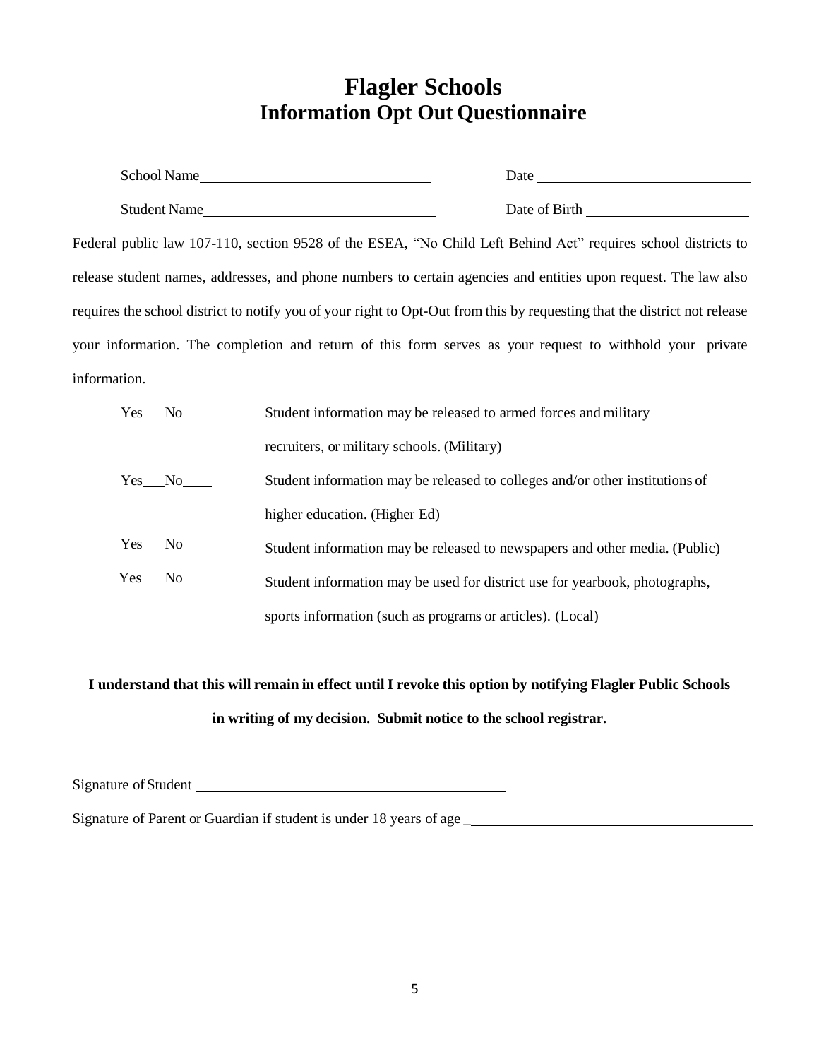# Flagler Schools
## Information Opt Out Questionnaire

School Name\_\_\_\_\_\_\_\_\_\_\_\_\_\_\_\_\_\_\_\_\_\_\_\_\_\_\_\_\_\_ Date \_\_\_\_\_\_\_\_\_\_\_\_\_\_\_\_\_\_\_\_\_\_\_\_\_\_\_\_

Student Name\_\_\_\_\_\_\_\_\_\_\_\_\_\_\_\_\_\_\_\_\_\_\_\_\_\_\_\_\_\_ Date of Birth \_\_\_\_\_\_\_\_\_\_\_\_\_\_\_\_\_\_\_\_\_\_

Federal public law 107-110, section 9528 of the ESEA, "No Child Left Behind Act" requires school districts to release student names, addresses, and phone numbers to certain agencies and entities upon request. The law also requires the school district to notify you of your right to Opt-Out from this by requesting that the district not release your information. The completion and return of this form serves as your request to withhold your private information.

Yes\_\_\_No\_\_\_\_ Student information may be released to armed forces and military recruiters, or military schools. (Military)

Yes\_\_\_No\_\_\_\_ Student information may be released to colleges and/or other institutions of higher education. (Higher Ed)

Yes\_\_\_No\_\_\_\_ Student information may be released to newspapers and other media. (Public)

Yes\_\_\_No\_\_\_\_ Student information may be used for district use for yearbook, photographs, sports information (such as programs or articles). (Local)

**I understand that this will remain in effect until I revoke this option by notifying Flagler Public Schools in writing of my decision. Submit notice to the school registrar.**

Signature of Student \_\_\_\_\_\_\_\_\_\_\_\_\_\_\_\_\_\_\_\_\_\_\_\_\_\_\_\_\_\_\_\_\_\_\_\_\_\_\_\_

Signature of Parent or Guardian if student is under 18 years of age \_\_\_\_\_\_\_\_\_\_\_\_\_\_\_\_\_\_\_\_\_\_\_\_\_\_\_\_\_\_\_\_\_\_\_\_\_\_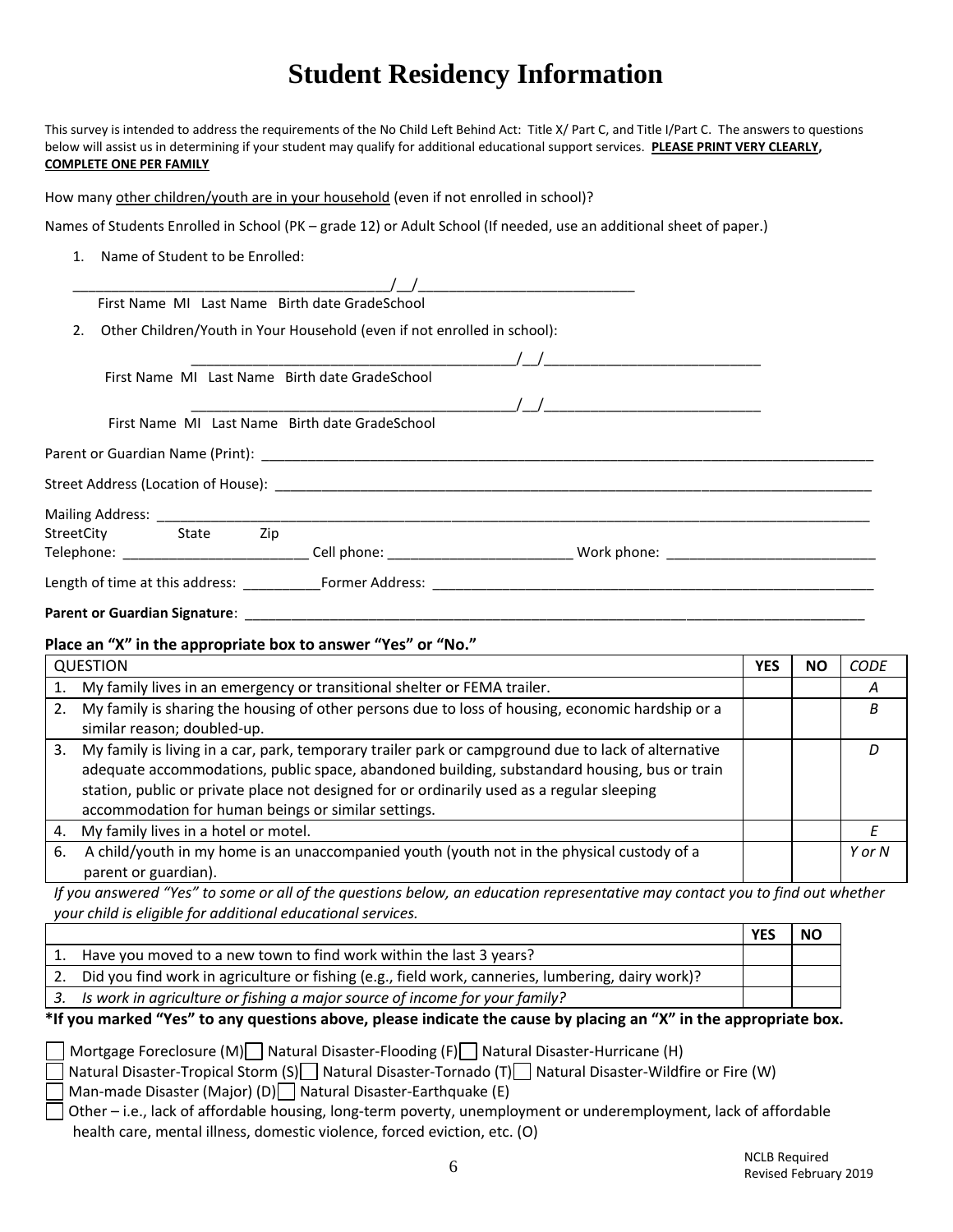# Student Residency Information

This survey is intended to address the requirements of the No Child Left Behind Act: Title X/ Part C, and Title I/Part C. The answers to questions below will assist us in determining if your student may qualify for additional educational support services. **PLEASE PRINT VERY CLEARLY, COMPLETE ONE PER FAMILY**

How many other children/youth are in your household (even if not enrolled in school)?

Names of Students Enrolled in School (PK – grade 12) or Adult School (If needed, use an additional sheet of paper.)

1. Name of Student to be Enrolled:

\_\_\_\_\_\_\_\_\_\_\_\_\_\_\_\_\_\_\_\_\_\_\_\_\_\_\_\_\_\_\_\_\_\_\_\_\_\_\_\_/\_\_/\_\_\_\_\_\_\_\_\_\_\_\_\_\_\_\_\_\_\_\_\_\_\_\_\_\_\_\_

First Name MI Last Name Birth date GradeSchool

2. Other Children/Youth in Your Household (even if not enrolled in school):

\_\_\_\_\_\_\_\_\_\_\_\_\_\_\_\_\_\_\_\_\_\_\_\_\_\_\_\_\_\_\_\_\_\_\_\_\_\_\_\_/\_\_/\_\_\_\_\_\_\_\_\_\_\_\_\_\_\_\_\_\_\_\_\_\_\_\_\_\_\_\_

First Name MI Last Name Birth date GradeSchool

\_\_\_\_\_\_\_\_\_\_\_\_\_\_\_\_\_\_\_\_\_\_\_\_\_\_\_\_\_\_\_\_\_\_\_\_\_\_\_\_/\_\_/\_\_\_\_\_\_\_\_\_\_\_\_\_\_\_\_\_\_\_\_\_\_\_\_\_\_\_\_

First Name MI Last Name Birth date GradeSchool

Parent or Guardian Name (Print): \_\_\_\_\_\_\_\_\_\_\_\_\_\_\_\_\_\_\_\_\_\_\_\_\_\_\_\_\_\_\_\_\_\_\_\_\_\_\_\_\_\_\_\_\_\_\_\_\_\_\_\_

Street Address (Location of House): \_\_\_\_\_\_\_\_\_\_\_\_\_\_\_\_\_\_\_\_\_\_\_\_\_\_\_\_\_\_\_\_\_\_\_\_\_\_\_\_\_\_\_\_\_\_\_\_\_\_

Mailing Address: \_\_\_\_\_\_\_\_\_\_\_\_\_\_\_\_\_\_\_\_\_\_\_\_\_\_\_\_\_\_\_\_\_\_\_\_\_\_\_\_\_\_\_\_\_\_\_\_\_\_\_\_\_\_\_\_\_\_\_\_\_\_

StreetCity State Zip

Telephone: \_\_\_\_\_\_\_\_\_\_\_\_\_\_\_\_\_\_\_\_\_\_\_\_ Cell phone: \_\_\_\_\_\_\_\_\_\_\_\_\_\_\_\_\_\_\_\_\_\_\_\_ Work phone: \_\_\_\_\_\_\_\_\_\_\_\_\_\_\_\_\_\_\_\_\_\_\_\_\_\_\_

Length of time at this address: \_\_\_\_\_\_\_\_\_\_Former Address: \_\_\_\_\_\_\_\_\_\_\_\_\_\_\_\_\_\_\_\_\_\_\_\_\_\_\_\_\_\_\_\_\_\_\_\_\_\_\_\_

**Parent or Guardian Signature**: \_\_\_\_\_\_\_\_\_\_\_\_\_\_\_\_\_\_\_\_\_\_\_\_\_\_\_\_\_\_\_\_\_\_\_\_\_\_\_\_\_\_\_\_\_\_\_\_\_\_\_\_\_\_\_\_\_\_\_\_\_

**Place an "X" in the appropriate box to answer "Yes" or "No."**

| QUESTION | YES | NO | *CODE* |
|---|---|---|---|
| 1. My family lives in an emergency or transitional shelter or FEMA trailer. | | | *A* |
| 2. My family is sharing the housing of other persons due to loss of housing, economic hardship or a similar reason; doubled-up. | | | *B* |
| 3. My family is living in a car, park, temporary trailer park or campground due to lack of alternative adequate accommodations, public space, abandoned building, substandard housing, bus or train station, public or private place not designed for or ordinarily used as a regular sleeping accommodation for human beings or similar settings. | | | *D* |
| 4. My family lives in a hotel or motel. | | | *E* |
| 6. A child/youth in my home is an unaccompanied youth (youth not in the physical custody of a parent or guardian). | | | *Y or N* |

*If you answered "Yes" to some or all of the questions below, an education representative may contact you to find out whether your child is eligible for additional educational services.*

| | YES | NO |
|---|---|---|
| 1. Have you moved to a new town to find work within the last 3 years? | | |
| 2. Did you find work in agriculture or fishing (e.g., field work, canneries, lumbering, dairy work)? | | |
| *3. Is work in agriculture or fishing a major source of income for your family?* | | |

**\*If you marked "Yes" to any questions above, please indicate the cause by placing an "X" in the appropriate box.**

☐ Mortgage Foreclosure (M) ☐ Natural Disaster-Flooding (F) ☐ Natural Disaster-Hurricane (H)

☐ Natural Disaster-Tropical Storm (S) ☐ Natural Disaster-Tornado (T) ☐ Natural Disaster-Wildfire or Fire (W)

☐ Man-made Disaster (Major) (D) ☐ Natural Disaster-Earthquake (E)

☐ Other – i.e., lack of affordable housing, long-term poverty, unemployment or underemployment, lack of affordable health care, mental illness, domestic violence, forced eviction, etc. (O)

NCLB Required
Revised February 2019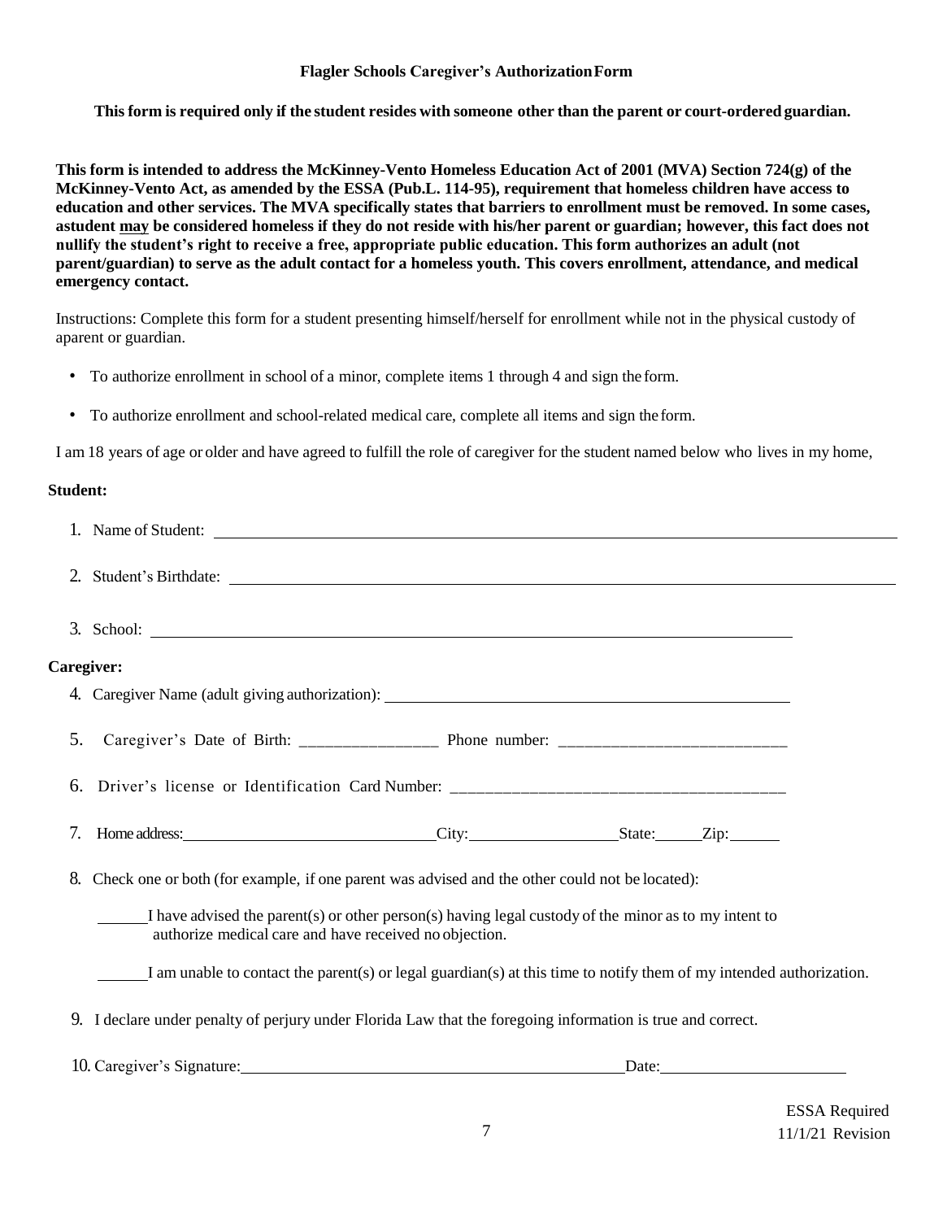# Flagler Schools Caregiver's Authorization Form

**This form is required only if the student resides with someone other than the parent or court-ordered guardian.**

**This form is intended to address the McKinney-Vento Homeless Education Act of 2001 (MVA) Section 724(g) of the McKinney-Vento Act, as amended by the ESSA (Pub.L. 114-95), requirement that homeless children have access to education and other services. The MVA specifically states that barriers to enrollment must be removed. In some cases, astudent may be considered homeless if they do not reside with his/her parent or guardian; however, this fact does not nullify the student's right to receive a free, appropriate public education. This form authorizes an adult (not parent/guardian) to serve as the adult contact for a homeless youth. This covers enrollment, attendance, and medical emergency contact.**

Instructions: Complete this form for a student presenting himself/herself for enrollment while not in the physical custody of aparent or guardian.

- To authorize enrollment in school of a minor, complete items 1 through 4 and sign the form.
- To authorize enrollment and school-related medical care, complete all items and sign the form.

I am 18 years of age or older and have agreed to fulfill the role of caregiver for the student named below who lives in my home,

**Student:**

1. Name of Student: ______________________________
2. Student's Birthdate: ______________________________
3. School: ______________________________

**Caregiver:**

4. Caregiver Name (adult giving authorization): ______________________________
5. Caregiver's Date of Birth: ________________ Phone number: __________________________
6. Driver's license or Identification Card Number: ______________________________________
7. Home address: ______________________ City: ______________ State: ______ Zip: ______
8. Check one or both (for example, if one parent was advised and the other could not be located):

   ______ I have advised the parent(s) or other person(s) having legal custody of the minor as to my intent to authorize medical care and have received no objection.

   ______ I am unable to contact the parent(s) or legal guardian(s) at this time to notify them of my intended authorization.

9. I declare under penalty of perjury under Florida Law that the foregoing information is true and correct.
10. Caregiver's Signature: ______________________________ Date: ______________________

ESSA Required
11/1/21 Revision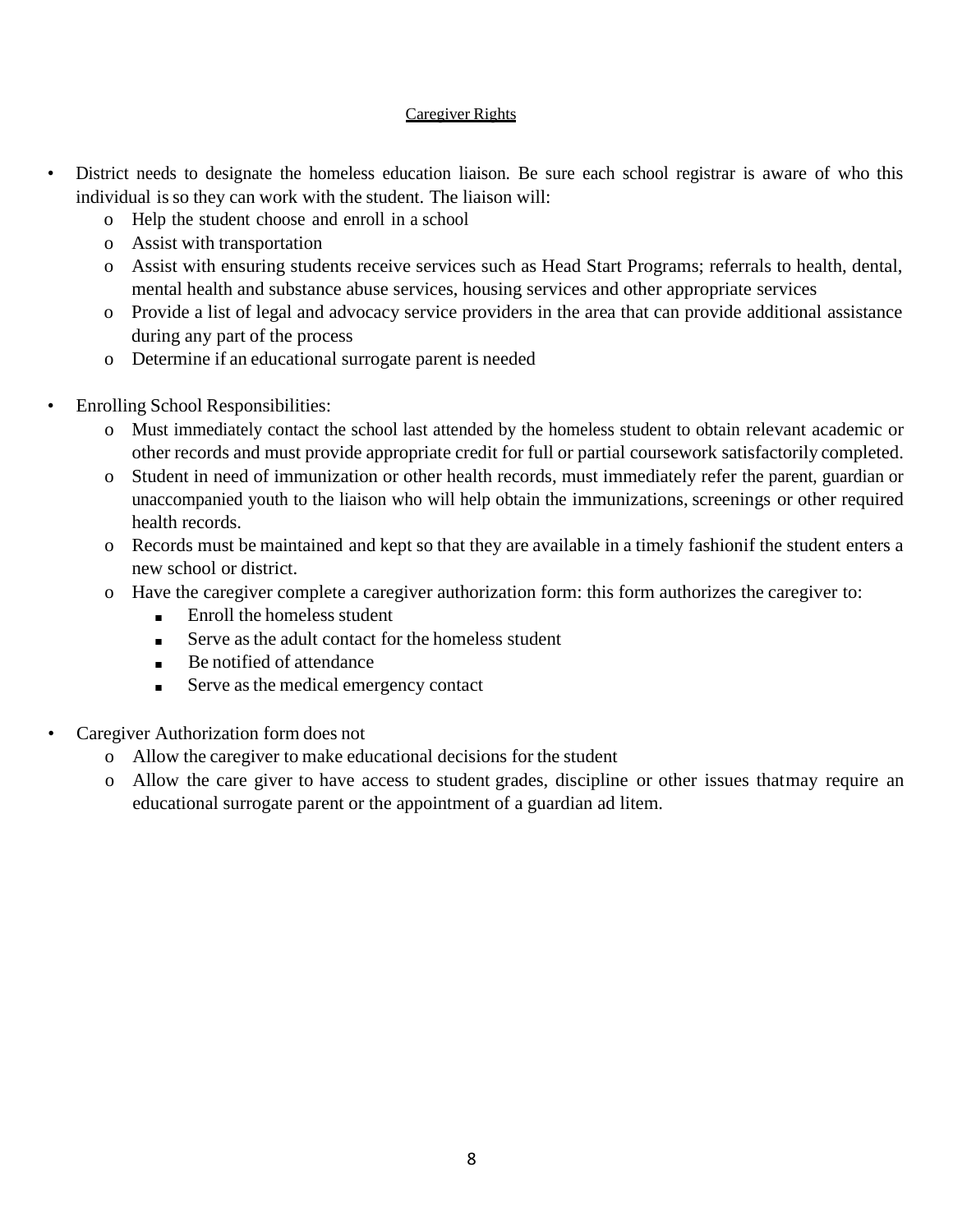## Caregiver Rights

- District needs to designate the homeless education liaison. Be sure each school registrar is aware of who this individual is so they can work with the student. The liaison will:
  - Help the student choose and enroll in a school
  - Assist with transportation
  - Assist with ensuring students receive services such as Head Start Programs; referrals to health, dental, mental health and substance abuse services, housing services and other appropriate services
  - Provide a list of legal and advocacy service providers in the area that can provide additional assistance during any part of the process
  - Determine if an educational surrogate parent is needed

- Enrolling School Responsibilities:
  - Must immediately contact the school last attended by the homeless student to obtain relevant academic or other records and must provide appropriate credit for full or partial coursework satisfactorily completed.
  - Student in need of immunization or other health records, must immediately refer the parent, guardian or unaccompanied youth to the liaison who will help obtain the immunizations, screenings or other required health records.
  - Records must be maintained and kept so that they are available in a timely fashionif the student enters a new school or district.
  - Have the caregiver complete a caregiver authorization form: this form authorizes the caregiver to:
    - Enroll the homeless student
    - Serve as the adult contact for the homeless student
    - Be notified of attendance
    - Serve as the medical emergency contact

- Caregiver Authorization form does not
  - Allow the caregiver to make educational decisions for the student
  - Allow the care giver to have access to student grades, discipline or other issues thatmay require an educational surrogate parent or the appointment of a guardian ad litem.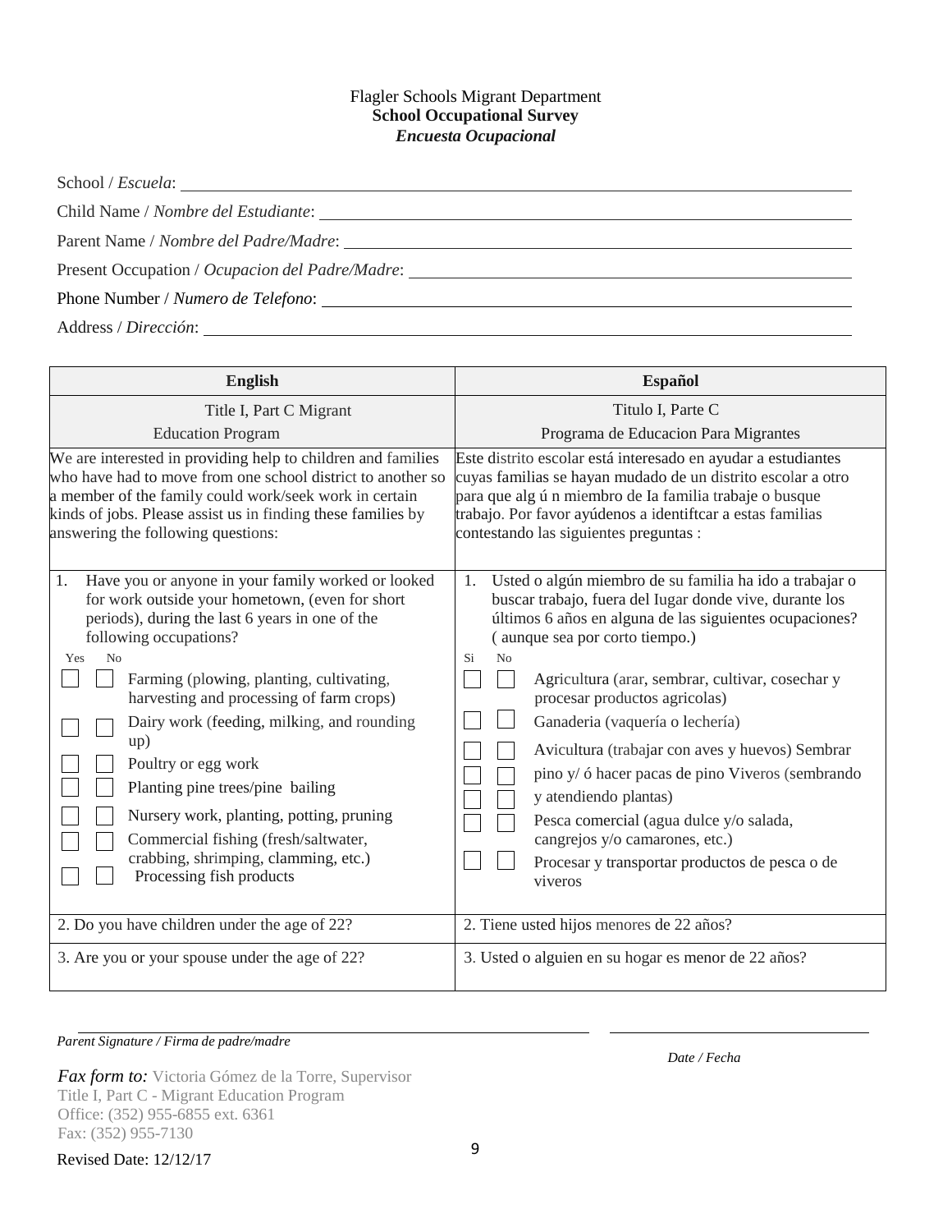Flagler Schools Migrant Department

**School Occupational Survey**

***Encuesta Ocupacional***

School / *Escuela*: ______________________________

Child Name / *Nombre del Estudiante*: ______________________________

Parent Name / *Nombre del Padre/Madre*: ______________________________

Present Occupation / *Ocupacion del Padre/Madre*: ______________________________

Phone Number / *Numero de Telefono*: ______________________________

Address / *Dirección*: ______________________________

| English | Español |
|---|---|
| Title I, Part C Migrant Education Program | Titulo I, Parte C Programa de Educacion Para Migrantes |
| We are interested in providing help to children and families who have had to move from one school district to another so a member of the family could work/seek work in certain kinds of jobs. Please assist us in finding these families by answering the following questions: | Este distrito escolar está interesado en ayudar a estudiantes cuyas familias se hayan mudado de un distrito escolar a otro para que alg ú n miembro de Ia familia trabaje o busque trabajo. Por favor ayúdenos a identiftcar a estas familias contestando las siguientes preguntas : |
| 1. Have you or anyone in your family worked or looked for work outside your hometown, (even for short periods), during the last 6 years in one of the following occupations?<br>Yes No<br>☐ ☐ Farming (plowing, planting, cultivating, harvesting and processing of farm crops)<br>☐ ☐ Dairy work (feeding, milking, and rounding up)<br>☐ ☐ Poultry or egg work<br>☐ ☐ Planting pine trees/pine bailing<br>☐ ☐ Nursery work, planting, potting, pruning<br>☐ ☐ Commercial fishing (fresh/saltwater, crabbing, shrimping, clamming, etc.)<br>☐ ☐ Processing fish products | 1. Usted o algún miembro de su familia ha ido a trabajar o buscar trabajo, fuera del Iugar donde vive, durante los últimos 6 años en alguna de las siguientes ocupaciones? ( aunque sea por corto tiempo.)<br>Si No<br>☐ ☐ Agricultura (arar, sembrar, cultivar, cosechar y procesar productos agricolas)<br>☐ ☐ Ganaderia (vaquería o lechería)<br>☐ ☐ Avicultura (trabajar con aves y huevos)<br>☐ ☐ Sembrar pino y/ ó hacer pacas de pino<br>☐ ☐ Viveros (sembrando y atendiendo plantas)<br>☐ ☐ Pesca comercial (agua dulce y/o salada, cangrejos y/o camarones, etc.)<br>☐ ☐ Procesar y transportar productos de pesca o de viveros |
| 2. Do you have children under the age of 22? | 2. Tiene usted hijos menores de 22 años? |
| 3. Are you or your spouse under the age of 22? | 3. Usted o alguien en su hogar es menor de 22 años? |

______________________________ ______________________________

*Parent Signature / Firma de padre/madre* *Date / Fecha*

*Fax form to:* Victoria Gómez de la Torre, Supervisor
Title I, Part C - Migrant Education Program
Office: (352) 955-6855 ext. 6361
Fax: (352) 955-7130

Revised Date: 12/12/17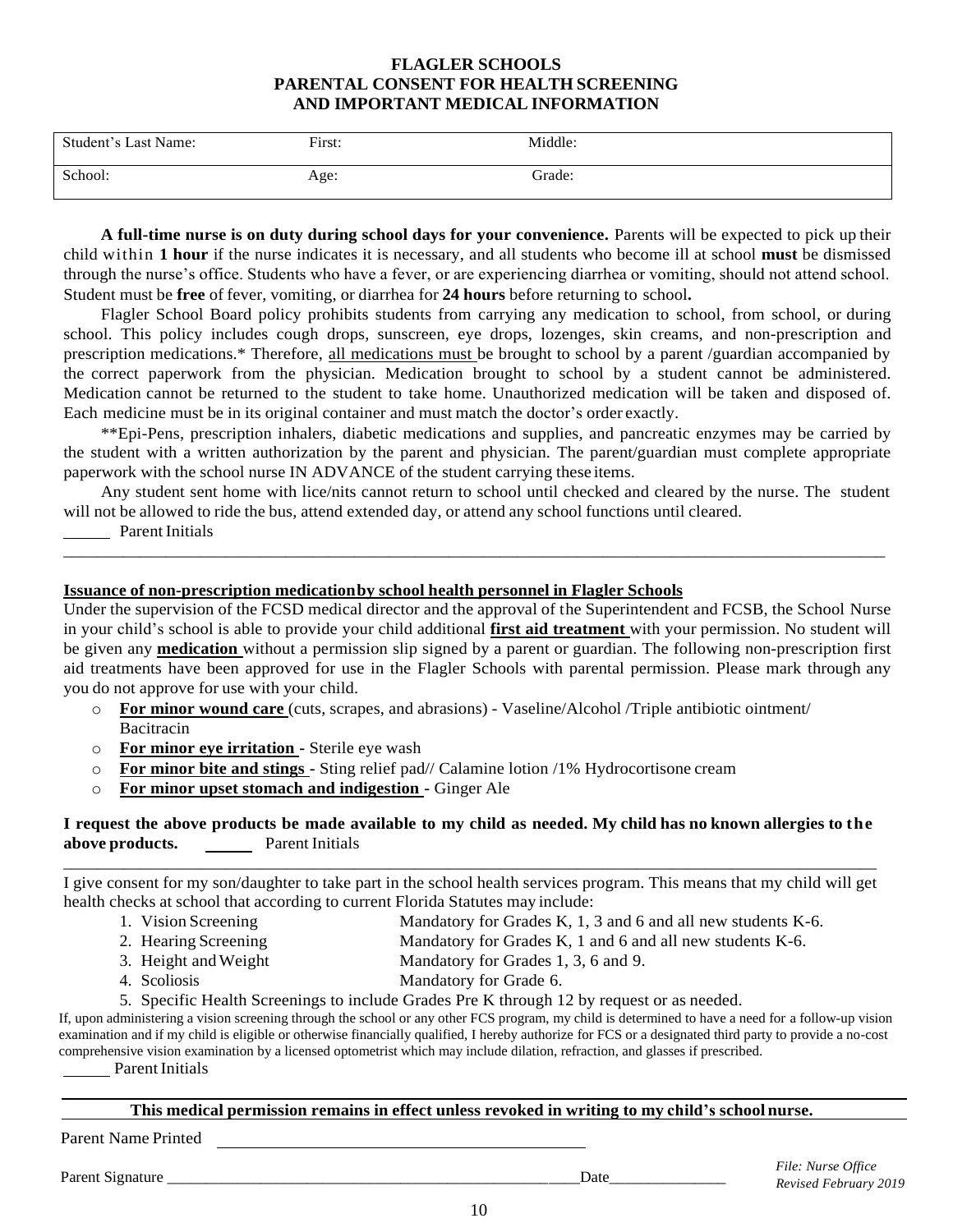# FLAGLER SCHOOLS
## PARENTAL CONSENT FOR HEALTH SCREENING AND IMPORTANT MEDICAL INFORMATION

| Student's Last Name: | First: | Middle: |
|---|---|---|
| School: | Age: | Grade: |

**A full-time nurse is on duty during school days for your convenience.** Parents will be expected to pick up their child within **1 hour** if the nurse indicates it is necessary, and all students who become ill at school **must** be dismissed through the nurse's office. Students who have a fever, or are experiencing diarrhea or vomiting, should not attend school. Student must be **free** of fever, vomiting, or diarrhea for **24 hours** before returning to school**.**

Flagler School Board policy prohibits students from carrying any medication to school, from school, or during school. This policy includes cough drops, sunscreen, eye drops, lozenges, skin creams, and non-prescription and prescription medications.* Therefore, all medications must be brought to school by a parent /guardian accompanied by the correct paperwork from the physician. Medication brought to school by a student cannot be administered. Medication cannot be returned to the student to take home. Unauthorized medication will be taken and disposed of. Each medicine must be in its original container and must match the doctor's order exactly.

**Epi-Pens, prescription inhalers, diabetic medications and supplies, and pancreatic enzymes may be carried by the student with a written authorization by the parent and physician. The parent/guardian must complete appropriate paperwork with the school nurse IN ADVANCE of the student carrying these items.

Any student sent home with lice/nits cannot return to school until checked and cleared by the nurse. The student will not be allowed to ride the bus, attend extended day, or attend any school functions until cleared.

______ Parent Initials

---

**Issuance of non-prescription medicationby school health personnel in Flagler Schools**

Under the supervision of the FCSD medical director and the approval of the Superintendent and FCSB, the School Nurse in your child's school is able to provide your child additional **first aid treatment** with your permission. No student will be given any **medication** without a permission slip signed by a parent or guardian. The following non-prescription first aid treatments have been approved for use in the Flagler Schools with parental permission. Please mark through any you do not approve for use with your child.

- **For minor wound care** (cuts, scrapes, and abrasions) - Vaseline/Alcohol /Triple antibiotic ointment/ Bacitracin
- **For minor eye irritation** - Sterile eye wash
- **For minor bite and stings** - Sting relief pad// Calamine lotion /1% Hydrocortisone cream
- **For minor upset stomach and indigestion** - Ginger Ale

**I request the above products be made available to my child as needed. My child has no known allergies to the above products.** ______ Parent Initials

---

I give consent for my son/daughter to take part in the school health services program. This means that my child will get health checks at school that according to current Florida Statutes may include:

1. Vision Screening — Mandatory for Grades K, 1, 3 and 6 and all new students K-6.
2. Hearing Screening — Mandatory for Grades K, 1 and 6 and all new students K-6.
3. Height and Weight — Mandatory for Grades 1, 3, 6 and 9.
4. Scoliosis — Mandatory for Grade 6.
5. Specific Health Screenings to include Grades Pre K through 12 by request or as needed.

If, upon administering a vision screening through the school or any other FCS program, my child is determined to have a need for a follow-up vision examination and if my child is eligible or otherwise financially qualified, I hereby authorize for FCS or a designated third party to provide a no-cost comprehensive vision examination by a licensed optometrist which may include dilation, refraction, and glasses if prescribed.

______ Parent Initials

---

**This medical permission remains in effect unless revoked in writing to my child's school nurse.**

Parent Name Printed ____________________________________________

Parent Signature ______________________________________________________Date_______________

*File: Nurse Office*
*Revised February 2019*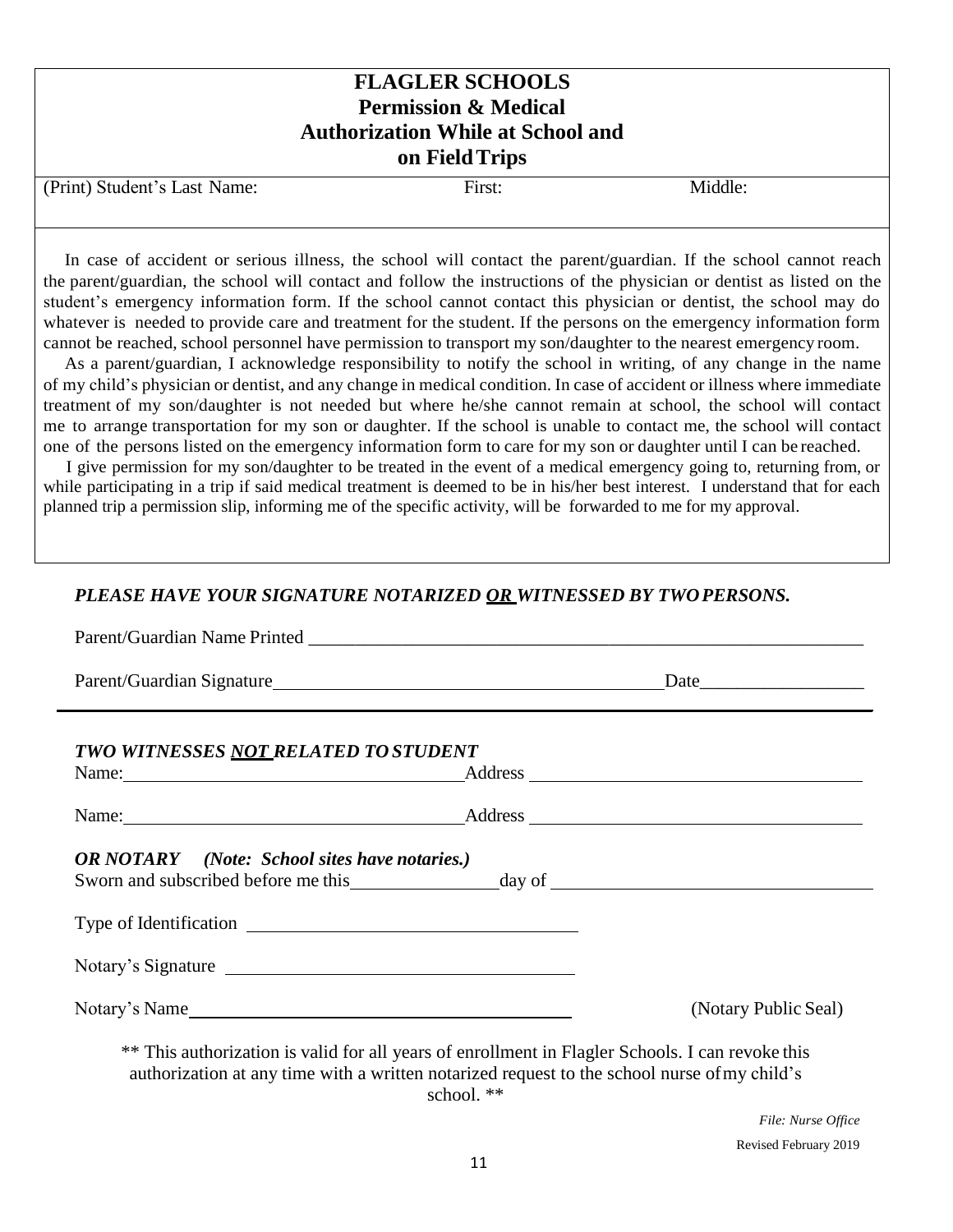# FLAGLER SCHOOLS
## Permission & Medical Authorization While at School and on Field Trips

(Print) Student's Last Name: First: Middle:

In case of accident or serious illness, the school will contact the parent/guardian. If the school cannot reach the parent/guardian, the school will contact and follow the instructions of the physician or dentist as listed on the student's emergency information form. If the school cannot contact this physician or dentist, the school may do whatever is needed to provide care and treatment for the student. If the persons on the emergency information form cannot be reached, school personnel have permission to transport my son/daughter to the nearest emergency room.

As a parent/guardian, I acknowledge responsibility to notify the school in writing, of any change in the name of my child's physician or dentist, and any change in medical condition. In case of accident or illness where immediate treatment of my son/daughter is not needed but where he/she cannot remain at school, the school will contact me to arrange transportation for my son or daughter. If the school is unable to contact me, the school will contact one of the persons listed on the emergency information form to care for my son or daughter until I can be reached.

I give permission for my son/daughter to be treated in the event of a medical emergency going to, returning from, or while participating in a trip if said medical treatment is deemed to be in his/her best interest. I understand that for each planned trip a permission slip, informing me of the specific activity, will be forwarded to me for my approval.

***PLEASE HAVE YOUR SIGNATURE NOTARIZED OR WITNESSED BY TWO PERSONS.***

Parent/Guardian Name Printed ______________________________

Parent/Guardian Signature ______________________________ Date ______________

***TWO WITNESSES NOT RELATED TO STUDENT***

Name: ______________________ Address ______________________

Name: ______________________ Address ______________________

***OR NOTARY (Note: School sites have notaries.)***

Sworn and subscribed before me this ______________ day of ______________________

Type of Identification ______________________

Notary's Signature ______________________

Notary's Name ______________________ (Notary Public Seal)

** This authorization is valid for all years of enrollment in Flagler Schools. I can revoke this authorization at any time with a written notarized request to the school nurse of my child's school. **

*File: Nurse Office*

Revised February 2019